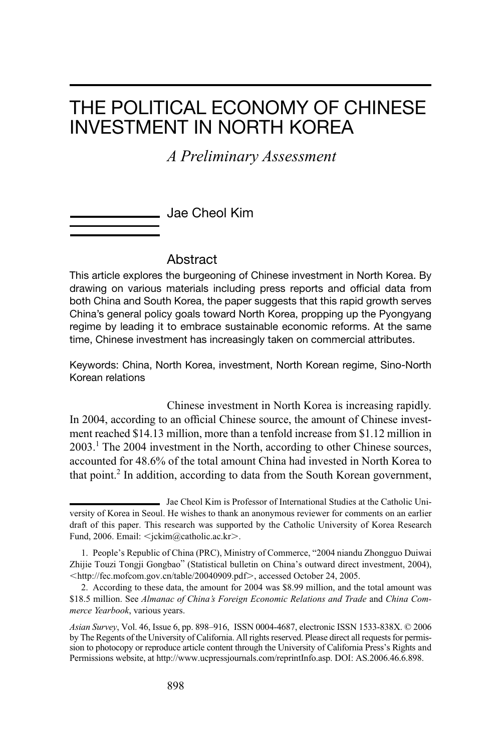# THE POLITICAL ECONOMY OF CHINESE INVESTMENT IN NORTH KOREA

*A Preliminary Assessment*

Jae Cheol Kim

## Abstract

This article explores the burgeoning of Chinese investment in North Korea. By drawing on various materials including press reports and official data from both China and South Korea, the paper suggests that this rapid growth serves China's general policy goals toward North Korea, propping up the Pyongyang regime by leading it to embrace sustainable economic reforms. At the same time, Chinese investment has increasingly taken on commercial attributes.

Keywords: China, North Korea, investment, North Korean regime, Sino-North Korean relations

Chinese investment in North Korea is increasing rapidly. In 2004, according to an official Chinese source, the amount of Chinese investment reached $14.13 million, more than a tenfold increase from $1.12 million in 2003.[1] The 2004 investment in the North, according to other Chinese sources, accounted for 48.6% of the total amount China had invested in North Korea to that point.[2] In addition, according to data from the South Korean government,

---

Jae Cheol Kim is Professor of International Studies at the Catholic University of Korea in Seoul. He wishes to thank an anonymous reviewer for comments on an earlier draft of this paper. This research was supported by the Catholic University of Korea Research Fund, 2006. Email: <jckim@catholic.ac.kr>.

1. People's Republic of China (PRC), Ministry of Commerce, "2004 niandu Zhongguo Duiwai Zhijie Touzi Tongji Gongbao" (Statistical bulletin on China's outward direct investment, 2004), <http://fec.mofcom.gov.cn/table/20040909.pdf>, accessed October 24, 2005.

2. According to these data, the amount for 2004 was $8.99 million, and the total amount was $18.5 million. See *Almanac of China's Foreign Economic Relations and Trade* and *China Commerce Yearbook*, various years.

*Asian Survey*, Vol. 46, Issue 6, pp. 898–916, ISSN 0004-4687, electronic ISSN 1533-838X. © 2006 by The Regents of the University of California. All rights reserved. Please direct all requests for permission to photocopy or reproduce article content through the University of California Press's Rights and Permissions website, at http://www.ucpressjournals.com/reprintInfo.asp. DOI: AS.2006.46.6.898.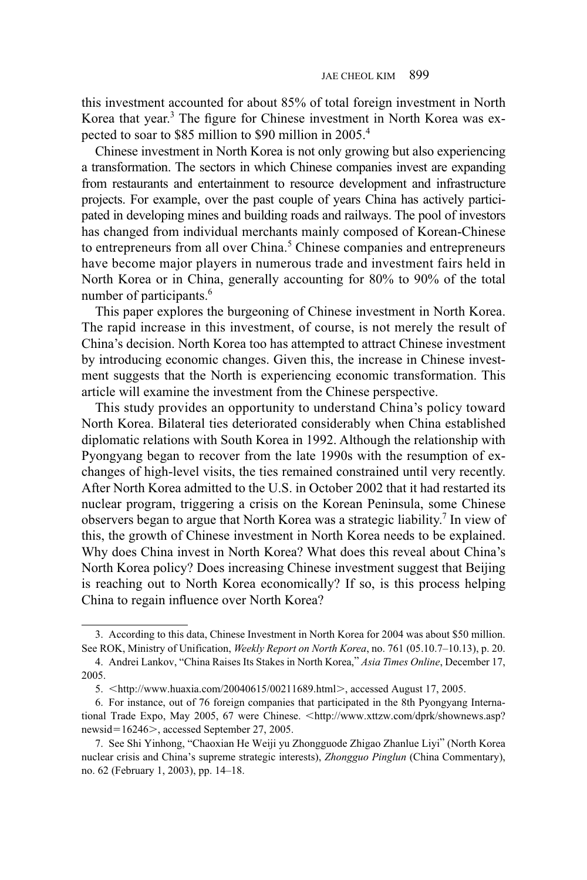this investment accounted for about 85% of total foreign investment in North Korea that year.[3] The figure for Chinese investment in North Korea was expected to soar to $85 million to $90 million in 2005.[4]

Chinese investment in North Korea is not only growing but also experiencing a transformation. The sectors in which Chinese companies invest are expanding from restaurants and entertainment to resource development and infrastructure projects. For example, over the past couple of years China has actively participated in developing mines and building roads and railways. The pool of investors has changed from individual merchants mainly composed of Korean-Chinese to entrepreneurs from all over China.[5] Chinese companies and entrepreneurs have become major players in numerous trade and investment fairs held in North Korea or in China, generally accounting for 80% to 90% of the total number of participants.[6]

This paper explores the burgeoning of Chinese investment in North Korea. The rapid increase in this investment, of course, is not merely the result of China's decision. North Korea too has attempted to attract Chinese investment by introducing economic changes. Given this, the increase in Chinese investment suggests that the North is experiencing economic transformation. This article will examine the investment from the Chinese perspective.

This study provides an opportunity to understand China's policy toward North Korea. Bilateral ties deteriorated considerably when China established diplomatic relations with South Korea in 1992. Although the relationship with Pyongyang began to recover from the late 1990s with the resumption of exchanges of high-level visits, the ties remained constrained until very recently. After North Korea admitted to the U.S. in October 2002 that it had restarted its nuclear program, triggering a crisis on the Korean Peninsula, some Chinese observers began to argue that North Korea was a strategic liability.[7] In view of this, the growth of Chinese investment in North Korea needs to be explained. Why does China invest in North Korea? What does this reveal about China's North Korea policy? Does increasing Chinese investment suggest that Beijing is reaching out to North Korea economically? If so, is this process helping China to regain influence over North Korea?

---

3. According to this data, Chinese Investment in North Korea for 2004 was about $50 million. See ROK, Ministry of Unification, *Weekly Report on North Korea*, no. 761 (05.10.7–10.13), p. 20.

4. Andrei Lankov, "China Raises Its Stakes in North Korea," *Asia Times Online*, December 17, 2005.

5. <http://www.huaxia.com/20040615/00211689.html>, accessed August 17, 2005.

6. For instance, out of 76 foreign companies that participated in the 8th Pyongyang International Trade Expo, May 2005, 67 were Chinese. <http://www.xttzw.com/dprk/shownews.asp?newsid=16246>, accessed September 27, 2005.

7. See Shi Yinhong, "Chaoxian He Weiji yu Zhongguode Zhigao Zhanlue Liyi" (North Korea nuclear crisis and China's supreme strategic interests), *Zhongguo Pinglun* (China Commentary), no. 62 (February 1, 2003), pp. 14–18.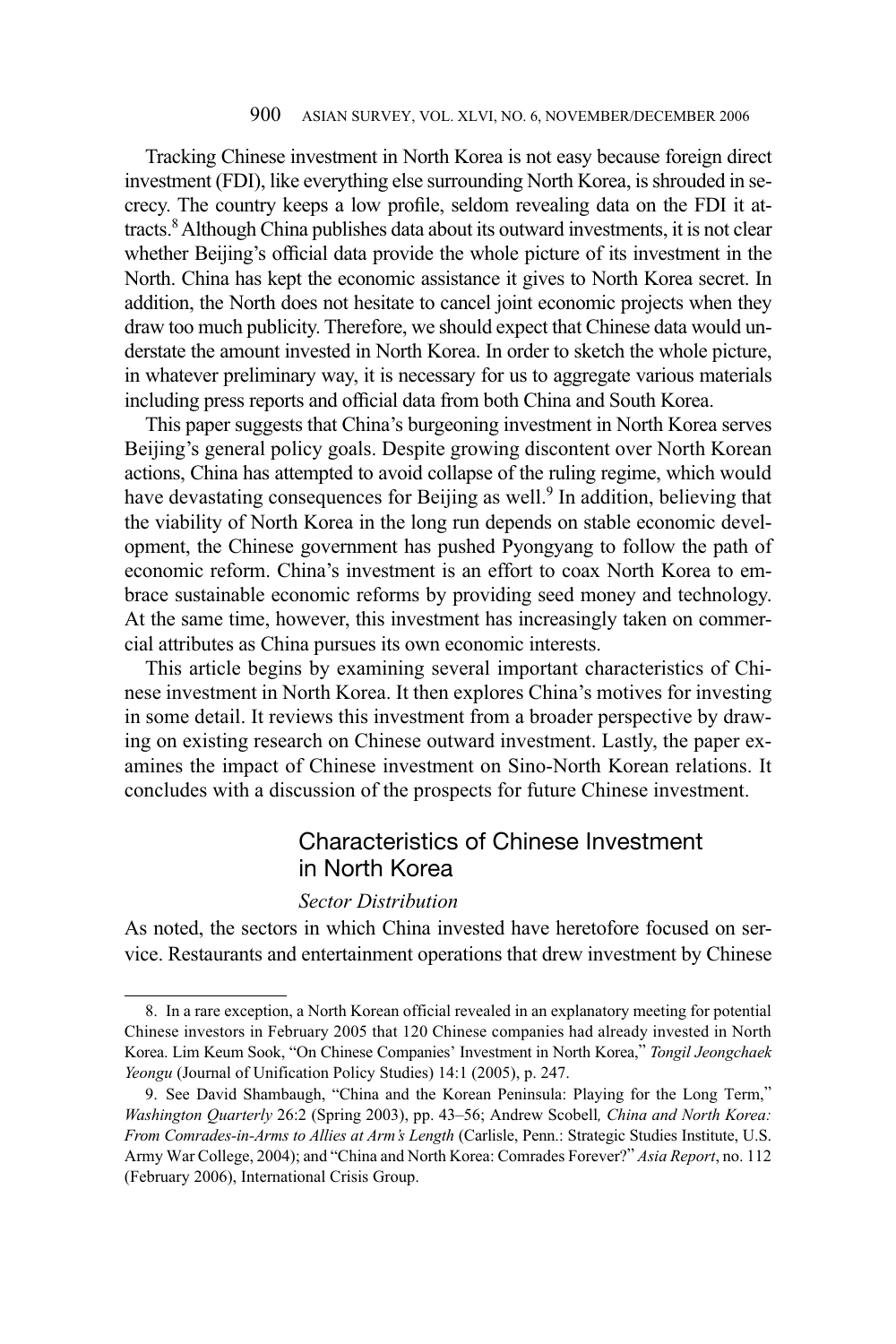Tracking Chinese investment in North Korea is not easy because foreign direct investment (FDI), like everything else surrounding North Korea, is shrouded in secrecy. The country keeps a low profile, seldom revealing data on the FDI it attracts.[8] Although China publishes data about its outward investments, it is not clear whether Beijing's official data provide the whole picture of its investment in the North. China has kept the economic assistance it gives to North Korea secret. In addition, the North does not hesitate to cancel joint economic projects when they draw too much publicity. Therefore, we should expect that Chinese data would understate the amount invested in North Korea. In order to sketch the whole picture, in whatever preliminary way, it is necessary for us to aggregate various materials including press reports and official data from both China and South Korea.

This paper suggests that China's burgeoning investment in North Korea serves Beijing's general policy goals. Despite growing discontent over North Korean actions, China has attempted to avoid collapse of the ruling regime, which would have devastating consequences for Beijing as well.[9] In addition, believing that the viability of North Korea in the long run depends on stable economic development, the Chinese government has pushed Pyongyang to follow the path of economic reform. China's investment is an effort to coax North Korea to embrace sustainable economic reforms by providing seed money and technology. At the same time, however, this investment has increasingly taken on commercial attributes as China pursues its own economic interests.

This article begins by examining several important characteristics of Chinese investment in North Korea. It then explores China's motives for investing in some detail. It reviews this investment from a broader perspective by drawing on existing research on Chinese outward investment. Lastly, the paper examines the impact of Chinese investment on Sino-North Korean relations. It concludes with a discussion of the prospects for future Chinese investment.

## Characteristics of Chinese Investment in North Korea

### *Sector Distribution*

As noted, the sectors in which China invested have heretofore focused on service. Restaurants and entertainment operations that drew investment by Chinese

---

8. In a rare exception, a North Korean official revealed in an explanatory meeting for potential Chinese investors in February 2005 that 120 Chinese companies had already invested in North Korea. Lim Keum Sook, "On Chinese Companies' Investment in North Korea," *Tongil Jeongchaek Yeongu* (Journal of Unification Policy Studies) 14:1 (2005), p. 247.

9. See David Shambaugh, "China and the Korean Peninsula: Playing for the Long Term," *Washington Quarterly* 26:2 (Spring 2003), pp. 43–56; Andrew Scobell, *China and North Korea: From Comrades-in-Arms to Allies at Arm's Length* (Carlisle, Penn.: Strategic Studies Institute, U.S. Army War College, 2004); and "China and North Korea: Comrades Forever?" *Asia Report*, no. 112 (February 2006), International Crisis Group.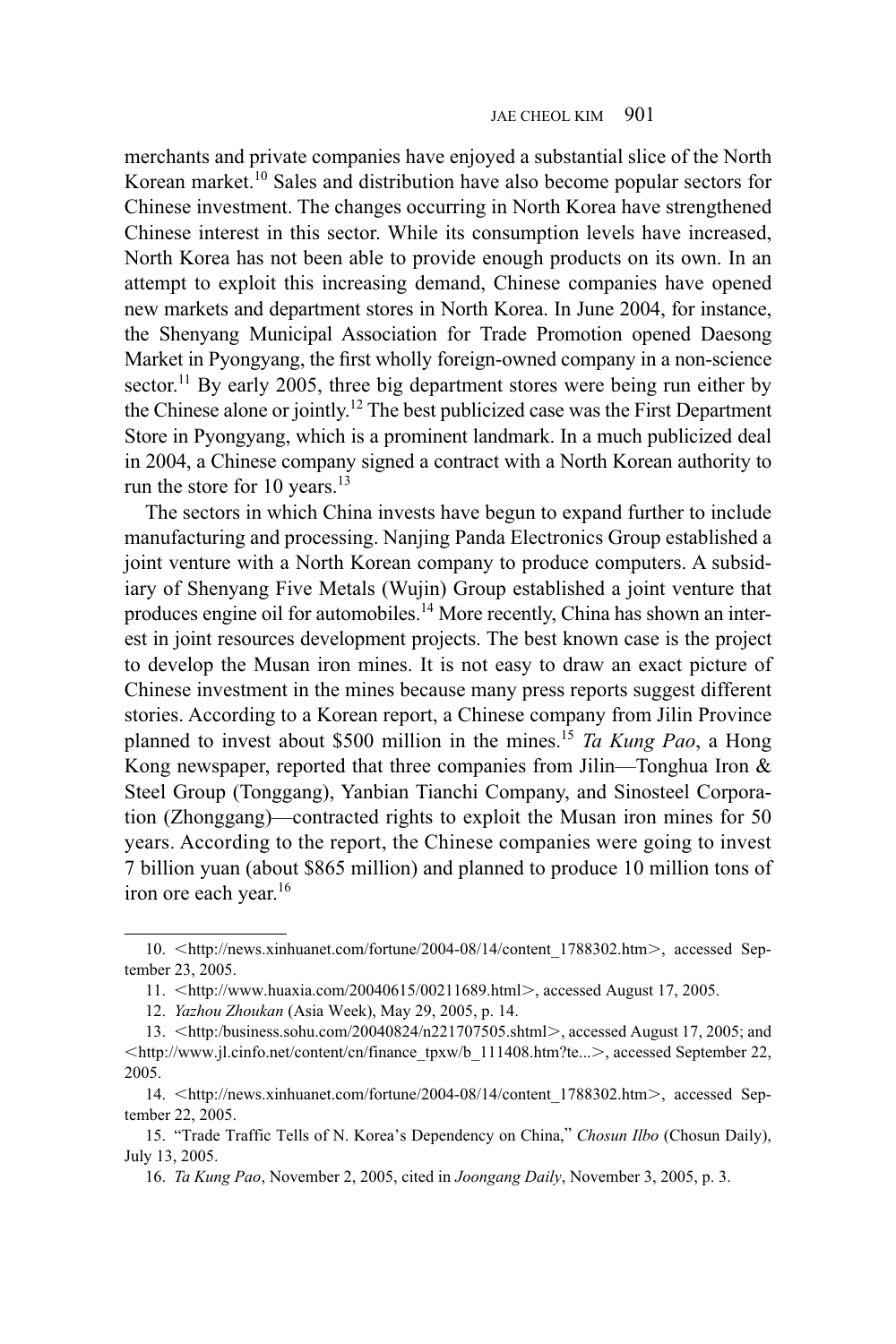merchants and private companies have enjoyed a substantial slice of the North Korean market.[10] Sales and distribution have also become popular sectors for Chinese investment. The changes occurring in North Korea have strengthened Chinese interest in this sector. While its consumption levels have increased, North Korea has not been able to provide enough products on its own. In an attempt to exploit this increasing demand, Chinese companies have opened new markets and department stores in North Korea. In June 2004, for instance, the Shenyang Municipal Association for Trade Promotion opened Daesong Market in Pyongyang, the first wholly foreign-owned company in a non-science sector.[11] By early 2005, three big department stores were being run either by the Chinese alone or jointly.[12] The best publicized case was the First Department Store in Pyongyang, which is a prominent landmark. In a much publicized deal in 2004, a Chinese company signed a contract with a North Korean authority to run the store for 10 years.[13]

The sectors in which China invests have begun to expand further to include manufacturing and processing. Nanjing Panda Electronics Group established a joint venture with a North Korean company to produce computers. A subsidiary of Shenyang Five Metals (Wujin) Group established a joint venture that produces engine oil for automobiles.[14] More recently, China has shown an interest in joint resources development projects. The best known case is the project to develop the Musan iron mines. It is not easy to draw an exact picture of Chinese investment in the mines because many press reports suggest different stories. According to a Korean report, a Chinese company from Jilin Province planned to invest about $500 million in the mines.[15] *Ta Kung Pao*, a Hong Kong newspaper, reported that three companies from Jilin—Tonghua Iron & Steel Group (Tonggang), Yanbian Tianchi Company, and Sinosteel Corporation (Zhonggang)—contracted rights to exploit the Musan iron mines for 50 years. According to the report, the Chinese companies were going to invest 7 billion yuan (about $865 million) and planned to produce 10 million tons of iron ore each year.[16]

---

10. <http://news.xinhuanet.com/fortune/2004-08/14/content_1788302.htm>, accessed September 23, 2005.

11. <http://www.huaxia.com/20040615/00211689.html>, accessed August 17, 2005.

12. *Yazhou Zhoukan* (Asia Week), May 29, 2005, p. 14.

13. <http:/business.sohu.com/20040824/n221707505.shtml>, accessed August 17, 2005; and <http://www.jl.cinfo.net/content/cn/finance_tpxw/b_111408.htm?te...>, accessed September 22, 2005.

14. <http://news.xinhuanet.com/fortune/2004-08/14/content_1788302.htm>, accessed September 22, 2005.

15. "Trade Traffic Tells of N. Korea's Dependency on China," *Chosun Ilbo* (Chosun Daily), July 13, 2005.

16. *Ta Kung Pao*, November 2, 2005, cited in *Joongang Daily*, November 3, 2005, p. 3.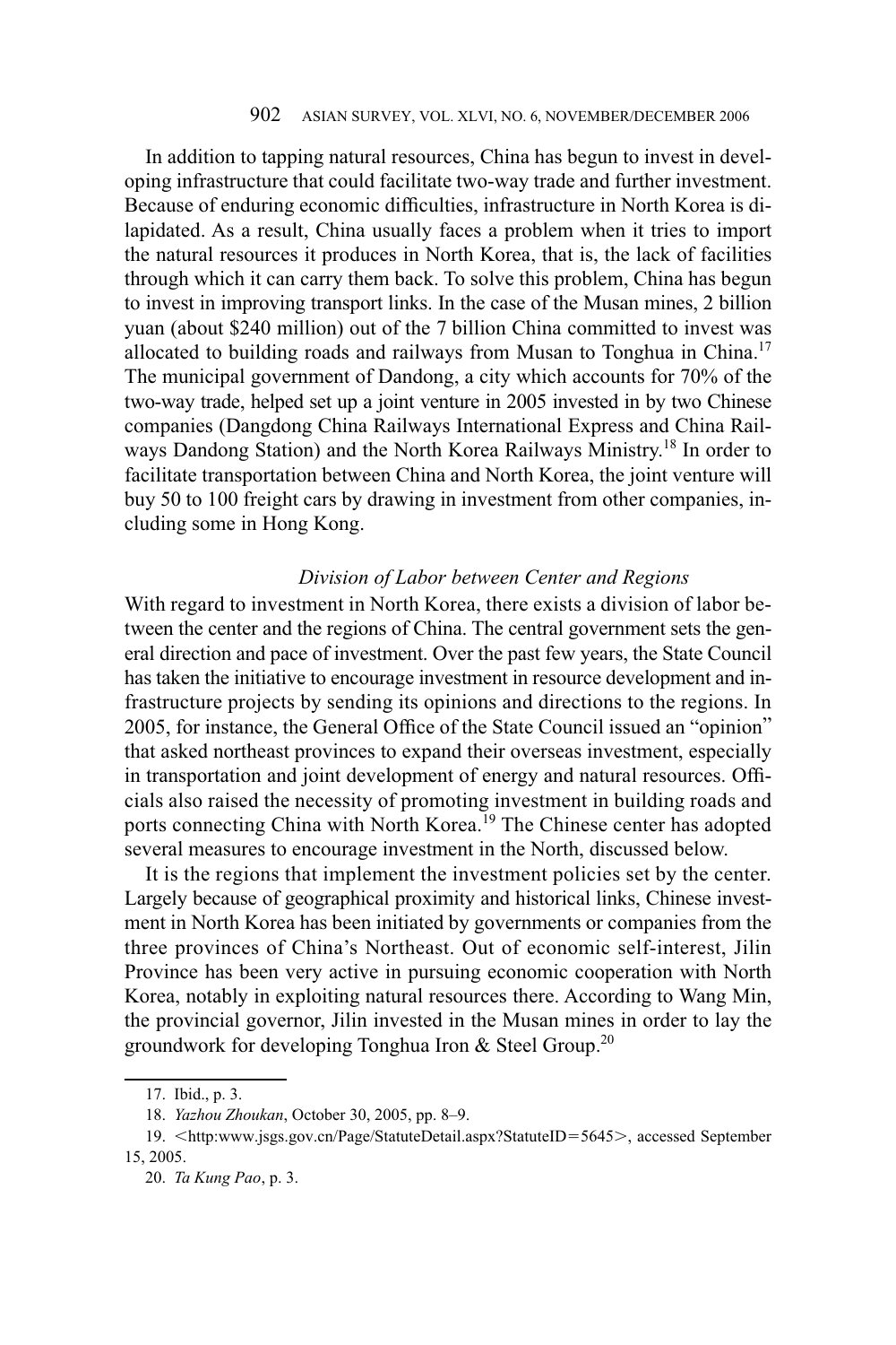In addition to tapping natural resources, China has begun to invest in developing infrastructure that could facilitate two-way trade and further investment. Because of enduring economic difficulties, infrastructure in North Korea is dilapidated. As a result, China usually faces a problem when it tries to import the natural resources it produces in North Korea, that is, the lack of facilities through which it can carry them back. To solve this problem, China has begun to invest in improving transport links. In the case of the Musan mines, 2 billion yuan (about $240 million) out of the 7 billion China committed to invest was allocated to building roads and railways from Musan to Tonghua in China.[17] The municipal government of Dandong, a city which accounts for 70% of the two-way trade, helped set up a joint venture in 2005 invested in by two Chinese companies (Dangdong China Railways International Express and China Railways Dandong Station) and the North Korea Railways Ministry.[18] In order to facilitate transportation between China and North Korea, the joint venture will buy 50 to 100 freight cars by drawing in investment from other companies, including some in Hong Kong.

### *Division of Labor between Center and Regions*

With regard to investment in North Korea, there exists a division of labor between the center and the regions of China. The central government sets the general direction and pace of investment. Over the past few years, the State Council has taken the initiative to encourage investment in resource development and infrastructure projects by sending its opinions and directions to the regions. In 2005, for instance, the General Office of the State Council issued an "opinion" that asked northeast provinces to expand their overseas investment, especially in transportation and joint development of energy and natural resources. Officials also raised the necessity of promoting investment in building roads and ports connecting China with North Korea.[19] The Chinese center has adopted several measures to encourage investment in the North, discussed below.

It is the regions that implement the investment policies set by the center. Largely because of geographical proximity and historical links, Chinese investment in North Korea has been initiated by governments or companies from the three provinces of China's Northeast. Out of economic self-interest, Jilin Province has been very active in pursuing economic cooperation with North Korea, notably in exploiting natural resources there. According to Wang Min, the provincial governor, Jilin invested in the Musan mines in order to lay the groundwork for developing Tonghua Iron & Steel Group.[20]

---

17. Ibid., p. 3.

18. *Yazhou Zhoukan*, October 30, 2005, pp. 8–9.

19. <http:www.jsgs.gov.cn/Page/StatuteDetail.aspx?StatuteID=5645>, accessed September 15, 2005.

20. *Ta Kung Pao*, p. 3.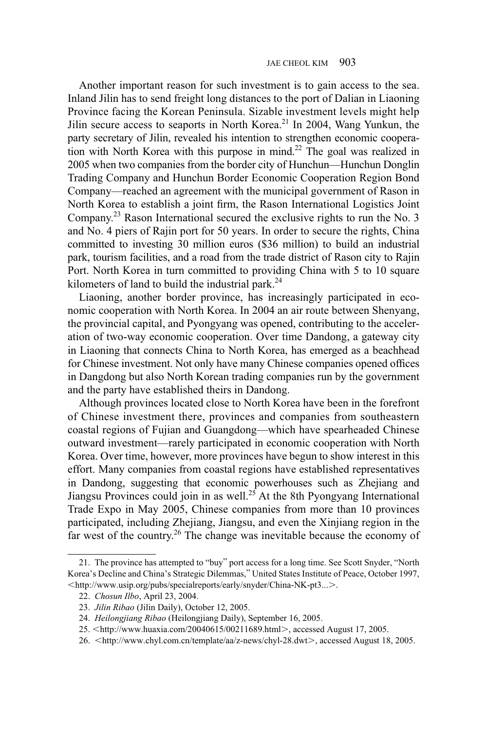Another important reason for such investment is to gain access to the sea. Inland Jilin has to send freight long distances to the port of Dalian in Liaoning Province facing the Korean Peninsula. Sizable investment levels might help Jilin secure access to seaports in North Korea.[21] In 2004, Wang Yunkun, the party secretary of Jilin, revealed his intention to strengthen economic cooperation with North Korea with this purpose in mind.[22] The goal was realized in 2005 when two companies from the border city of Hunchun—Hunchun Donglin Trading Company and Hunchun Border Economic Cooperation Region Bond Company—reached an agreement with the municipal government of Rason in North Korea to establish a joint firm, the Rason International Logistics Joint Company.[23] Rason International secured the exclusive rights to run the No. 3 and No. 4 piers of Rajin port for 50 years. In order to secure the rights, China committed to investing 30 million euros ($36 million) to build an industrial park, tourism facilities, and a road from the trade district of Rason city to Rajin Port. North Korea in turn committed to providing China with 5 to 10 square kilometers of land to build the industrial park.[24]

Liaoning, another border province, has increasingly participated in economic cooperation with North Korea. In 2004 an air route between Shenyang, the provincial capital, and Pyongyang was opened, contributing to the acceleration of two-way economic cooperation. Over time Dandong, a gateway city in Liaoning that connects China to North Korea, has emerged as a beachhead for Chinese investment. Not only have many Chinese companies opened offices in Dangdong but also North Korean trading companies run by the government and the party have established theirs in Dandong.

Although provinces located close to North Korea have been in the forefront of Chinese investment there, provinces and companies from southeastern coastal regions of Fujian and Guangdong—which have spearheaded Chinese outward investment—rarely participated in economic cooperation with North Korea. Over time, however, more provinces have begun to show interest in this effort. Many companies from coastal regions have established representatives in Dandong, suggesting that economic powerhouses such as Zhejiang and Jiangsu Provinces could join in as well.[25] At the 8th Pyongyang International Trade Expo in May 2005, Chinese companies from more than 10 provinces participated, including Zhejiang, Jiangsu, and even the Xinjiang region in the far west of the country.[26] The change was inevitable because the economy of

---

21. The province has attempted to "buy" port access for a long time. See Scott Snyder, "North Korea's Decline and China's Strategic Dilemmas," United States Institute of Peace, October 1997, <http://www.usip.org/pubs/specialreports/early/snyder/China-NK-pt3...>.

22. *Chosun Ilbo*, April 23, 2004.

23. *Jilin Ribao* (Jilin Daily), October 12, 2005.

24. *Heilongjiang Ribao* (Heilongjiang Daily), September 16, 2005.

25. <http://www.huaxia.com/20040615/00211689.html>, accessed August 17, 2005.

26. <http://www.chyl.com.cn/template/aa/z-news/chyl-28.dwt>, accessed August 18, 2005.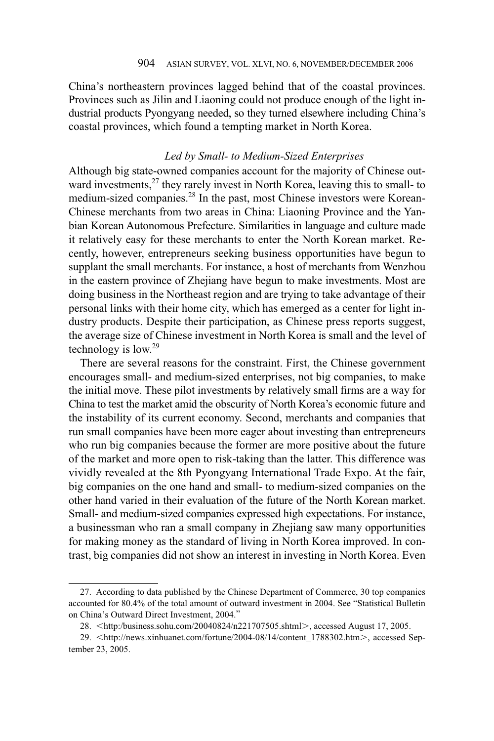China's northeastern provinces lagged behind that of the coastal provinces. Provinces such as Jilin and Liaoning could not produce enough of the light industrial products Pyongyang needed, so they turned elsewhere including China's coastal provinces, which found a tempting market in North Korea.

### *Led by Small- to Medium-Sized Enterprises*

Although big state-owned companies account for the majority of Chinese outward investments,[27] they rarely invest in North Korea, leaving this to small- to medium-sized companies.[28] In the past, most Chinese investors were Korean-Chinese merchants from two areas in China: Liaoning Province and the Yanbian Korean Autonomous Prefecture. Similarities in language and culture made it relatively easy for these merchants to enter the North Korean market. Recently, however, entrepreneurs seeking business opportunities have begun to supplant the small merchants. For instance, a host of merchants from Wenzhou in the eastern province of Zhejiang have begun to make investments. Most are doing business in the Northeast region and are trying to take advantage of their personal links with their home city, which has emerged as a center for light industry products. Despite their participation, as Chinese press reports suggest, the average size of Chinese investment in North Korea is small and the level of technology is low.[29]

There are several reasons for the constraint. First, the Chinese government encourages small- and medium-sized enterprises, not big companies, to make the initial move. These pilot investments by relatively small firms are a way for China to test the market amid the obscurity of North Korea's economic future and the instability of its current economy. Second, merchants and companies that run small companies have been more eager about investing than entrepreneurs who run big companies because the former are more positive about the future of the market and more open to risk-taking than the latter. This difference was vividly revealed at the 8th Pyongyang International Trade Expo. At the fair, big companies on the one hand and small- to medium-sized companies on the other hand varied in their evaluation of the future of the North Korean market. Small- and medium-sized companies expressed high expectations. For instance, a businessman who ran a small company in Zhejiang saw many opportunities for making money as the standard of living in North Korea improved. In contrast, big companies did not show an interest in investing in North Korea. Even

27. According to data published by the Chinese Department of Commerce, 30 top companies accounted for 80.4% of the total amount of outward investment in 2004. See "Statistical Bulletin on China's Outward Direct Investment, 2004."

28. <http:/business.sohu.com/20040824/n221707505.shtml>, accessed August 17, 2005.

29. <http://news.xinhuanet.com/fortune/2004-08/14/content_1788302.htm>, accessed September 23, 2005.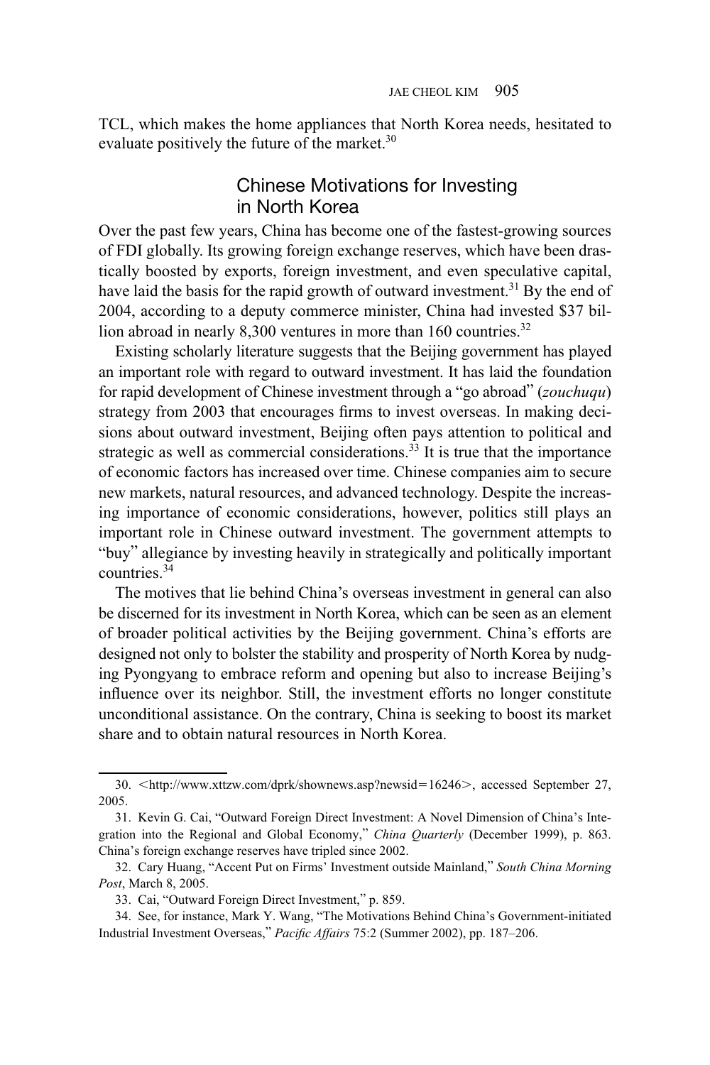TCL, which makes the home appliances that North Korea needs, hesitated to evaluate positively the future of the market.[30]

## Chinese Motivations for Investing in North Korea

Over the past few years, China has become one of the fastest-growing sources of FDI globally. Its growing foreign exchange reserves, which have been drastically boosted by exports, foreign investment, and even speculative capital, have laid the basis for the rapid growth of outward investment.[31] By the end of 2004, according to a deputy commerce minister, China had invested $37 billion abroad in nearly 8,300 ventures in more than 160 countries.[32]

Existing scholarly literature suggests that the Beijing government has played an important role with regard to outward investment. It has laid the foundation for rapid development of Chinese investment through a "go abroad" (*zouchuqu*) strategy from 2003 that encourages firms to invest overseas. In making decisions about outward investment, Beijing often pays attention to political and strategic as well as commercial considerations.[33] It is true that the importance of economic factors has increased over time. Chinese companies aim to secure new markets, natural resources, and advanced technology. Despite the increasing importance of economic considerations, however, politics still plays an important role in Chinese outward investment. The government attempts to "buy" allegiance by investing heavily in strategically and politically important countries.[34]

The motives that lie behind China's overseas investment in general can also be discerned for its investment in North Korea, which can be seen as an element of broader political activities by the Beijing government. China's efforts are designed not only to bolster the stability and prosperity of North Korea by nudging Pyongyang to embrace reform and opening but also to increase Beijing's influence over its neighbor. Still, the investment efforts no longer constitute unconditional assistance. On the contrary, China is seeking to boost its market share and to obtain natural resources in North Korea.

---

30. <http://www.xttzw.com/dprk/shownews.asp?newsid=16246>, accessed September 27, 2005.

31. Kevin G. Cai, "Outward Foreign Direct Investment: A Novel Dimension of China's Integration into the Regional and Global Economy," *China Quarterly* (December 1999), p. 863. China's foreign exchange reserves have tripled since 2002.

32. Cary Huang, "Accent Put on Firms' Investment outside Mainland," *South China Morning Post*, March 8, 2005.

33. Cai, "Outward Foreign Direct Investment," p. 859.

34. See, for instance, Mark Y. Wang, "The Motivations Behind China's Government-initiated Industrial Investment Overseas," *Pacific Affairs* 75:2 (Summer 2002), pp. 187–206.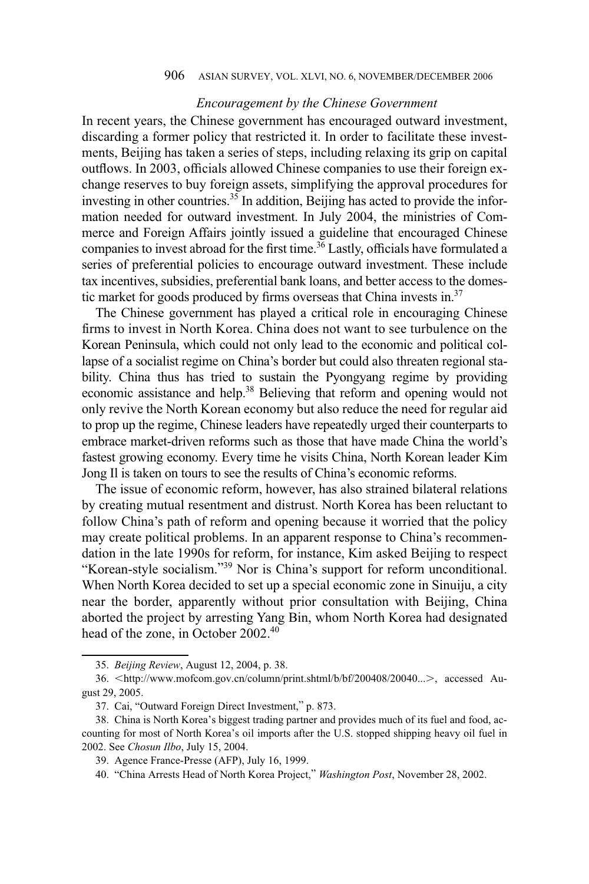### *Encouragement by the Chinese Government*

In recent years, the Chinese government has encouraged outward investment, discarding a former policy that restricted it. In order to facilitate these investments, Beijing has taken a series of steps, including relaxing its grip on capital outflows. In 2003, officials allowed Chinese companies to use their foreign exchange reserves to buy foreign assets, simplifying the approval procedures for investing in other countries.[35] In addition, Beijing has acted to provide the information needed for outward investment. In July 2004, the ministries of Commerce and Foreign Affairs jointly issued a guideline that encouraged Chinese companies to invest abroad for the first time.[36] Lastly, officials have formulated a series of preferential policies to encourage outward investment. These include tax incentives, subsidies, preferential bank loans, and better access to the domestic market for goods produced by firms overseas that China invests in.[37]

The Chinese government has played a critical role in encouraging Chinese firms to invest in North Korea. China does not want to see turbulence on the Korean Peninsula, which could not only lead to the economic and political collapse of a socialist regime on China's border but could also threaten regional stability. China thus has tried to sustain the Pyongyang regime by providing economic assistance and help.[38] Believing that reform and opening would not only revive the North Korean economy but also reduce the need for regular aid to prop up the regime, Chinese leaders have repeatedly urged their counterparts to embrace market-driven reforms such as those that have made China the world's fastest growing economy. Every time he visits China, North Korean leader Kim Jong Il is taken on tours to see the results of China's economic reforms.

The issue of economic reform, however, has also strained bilateral relations by creating mutual resentment and distrust. North Korea has been reluctant to follow China's path of reform and opening because it worried that the policy may create political problems. In an apparent response to China's recommendation in the late 1990s for reform, for instance, Kim asked Beijing to respect "Korean-style socialism."[39] Nor is China's support for reform unconditional. When North Korea decided to set up a special economic zone in Sinuiju, a city near the border, apparently without prior consultation with Beijing, China aborted the project by arresting Yang Bin, whom North Korea had designated head of the zone, in October 2002.[40]

---

35. *Beijing Review*, August 12, 2004, p. 38.

36. <http://www.mofcom.gov.cn/column/print.shtml/b/bf/200408/20040...>, accessed August 29, 2005.

37. Cai, "Outward Foreign Direct Investment," p. 873.

38. China is North Korea's biggest trading partner and provides much of its fuel and food, accounting for most of North Korea's oil imports after the U.S. stopped shipping heavy oil fuel in 2002. See *Chosun Ilbo*, July 15, 2004.

39. Agence France-Presse (AFP), July 16, 1999.

40. "China Arrests Head of North Korea Project," *Washington Post*, November 28, 2002.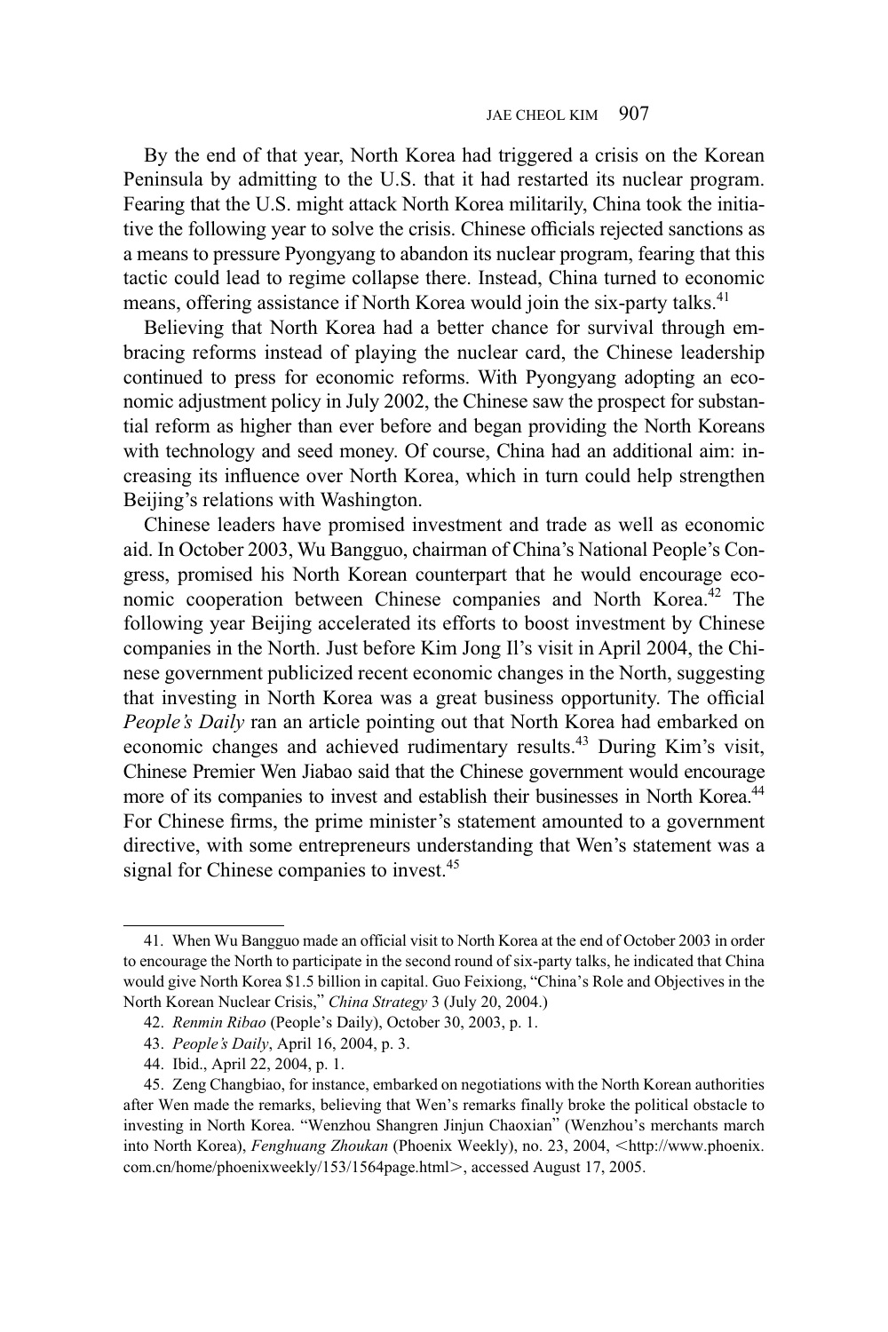By the end of that year, North Korea had triggered a crisis on the Korean Peninsula by admitting to the U.S. that it had restarted its nuclear program. Fearing that the U.S. might attack North Korea militarily, China took the initiative the following year to solve the crisis. Chinese officials rejected sanctions as a means to pressure Pyongyang to abandon its nuclear program, fearing that this tactic could lead to regime collapse there. Instead, China turned to economic means, offering assistance if North Korea would join the six-party talks.[41]

Believing that North Korea had a better chance for survival through embracing reforms instead of playing the nuclear card, the Chinese leadership continued to press for economic reforms. With Pyongyang adopting an economic adjustment policy in July 2002, the Chinese saw the prospect for substantial reform as higher than ever before and began providing the North Koreans with technology and seed money. Of course, China had an additional aim: increasing its influence over North Korea, which in turn could help strengthen Beijing's relations with Washington.

Chinese leaders have promised investment and trade as well as economic aid. In October 2003, Wu Bangguo, chairman of China's National People's Congress, promised his North Korean counterpart that he would encourage economic cooperation between Chinese companies and North Korea.[42] The following year Beijing accelerated its efforts to boost investment by Chinese companies in the North. Just before Kim Jong Il's visit in April 2004, the Chinese government publicized recent economic changes in the North, suggesting that investing in North Korea was a great business opportunity. The official *People's Daily* ran an article pointing out that North Korea had embarked on economic changes and achieved rudimentary results.[43] During Kim's visit, Chinese Premier Wen Jiabao said that the Chinese government would encourage more of its companies to invest and establish their businesses in North Korea.[44] For Chinese firms, the prime minister's statement amounted to a government directive, with some entrepreneurs understanding that Wen's statement was a signal for Chinese companies to invest.[45]

---

41. When Wu Bangguo made an official visit to North Korea at the end of October 2003 in order to encourage the North to participate in the second round of six-party talks, he indicated that China would give North Korea $1.5 billion in capital. Guo Feixiong, "China's Role and Objectives in the North Korean Nuclear Crisis," *China Strategy* 3 (July 20, 2004.)

42. *Renmin Ribao* (People's Daily), October 30, 2003, p. 1.

43. *People's Daily*, April 16, 2004, p. 3.

44. Ibid., April 22, 2004, p. 1.

45. Zeng Changbiao, for instance, embarked on negotiations with the North Korean authorities after Wen made the remarks, believing that Wen's remarks finally broke the political obstacle to investing in North Korea. "Wenzhou Shangren Jinjun Chaoxian" (Wenzhou's merchants march into North Korea), *Fenghuang Zhoukan* (Phoenix Weekly), no. 23, 2004, <http://www.phoenix.com.cn/home/phoenixweekly/153/1564page.html>, accessed August 17, 2005.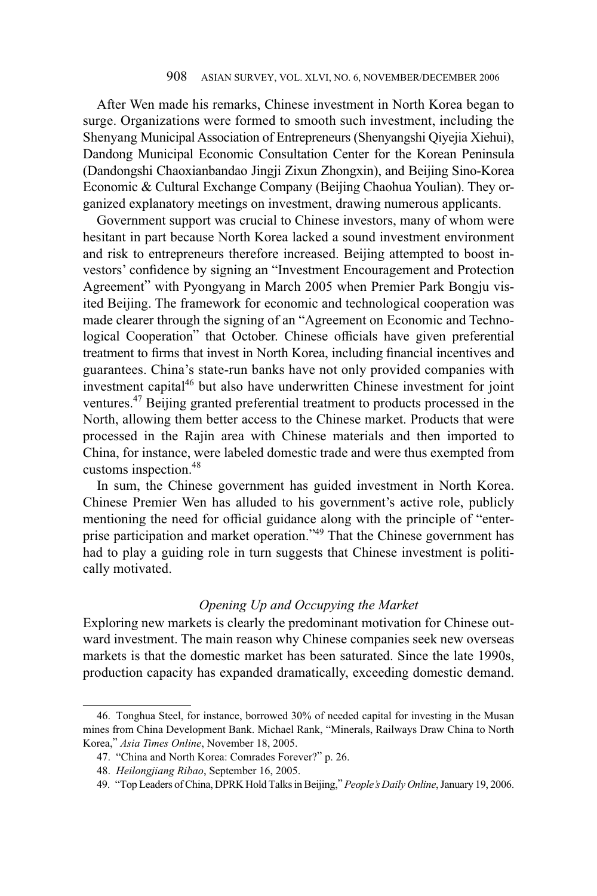After Wen made his remarks, Chinese investment in North Korea began to surge. Organizations were formed to smooth such investment, including the Shenyang Municipal Association of Entrepreneurs (Shenyangshi Qiyejia Xiehui), Dandong Municipal Economic Consultation Center for the Korean Peninsula (Dandongshi Chaoxianbandao Jingji Zixun Zhongxin), and Beijing Sino-Korea Economic & Cultural Exchange Company (Beijing Chaohua Youlian). They organized explanatory meetings on investment, drawing numerous applicants.

Government support was crucial to Chinese investors, many of whom were hesitant in part because North Korea lacked a sound investment environment and risk to entrepreneurs therefore increased. Beijing attempted to boost investors' confidence by signing an "Investment Encouragement and Protection Agreement" with Pyongyang in March 2005 when Premier Park Bongju visited Beijing. The framework for economic and technological cooperation was made clearer through the signing of an "Agreement on Economic and Technological Cooperation" that October. Chinese officials have given preferential treatment to firms that invest in North Korea, including financial incentives and guarantees. China's state-run banks have not only provided companies with investment capital[46] but also have underwritten Chinese investment for joint ventures.[47] Beijing granted preferential treatment to products processed in the North, allowing them better access to the Chinese market. Products that were processed in the Rajin area with Chinese materials and then imported to China, for instance, were labeled domestic trade and were thus exempted from customs inspection.[48]

In sum, the Chinese government has guided investment in North Korea. Chinese Premier Wen has alluded to his government's active role, publicly mentioning the need for official guidance along with the principle of "enterprise participation and market operation."[49] That the Chinese government has had to play a guiding role in turn suggests that Chinese investment is politically motivated.

### *Opening Up and Occupying the Market*

Exploring new markets is clearly the predominant motivation for Chinese outward investment. The main reason why Chinese companies seek new overseas markets is that the domestic market has been saturated. Since the late 1990s, production capacity has expanded dramatically, exceeding domestic demand.

---

46. Tonghua Steel, for instance, borrowed 30% of needed capital for investing in the Musan mines from China Development Bank. Michael Rank, "Minerals, Railways Draw China to North Korea," *Asia Times Online*, November 18, 2005.

47. "China and North Korea: Comrades Forever?" p. 26.

48. *Heilongjiang Ribao*, September 16, 2005.

49. "Top Leaders of China, DPRK Hold Talks in Beijing," *People's Daily Online*, January 19, 2006.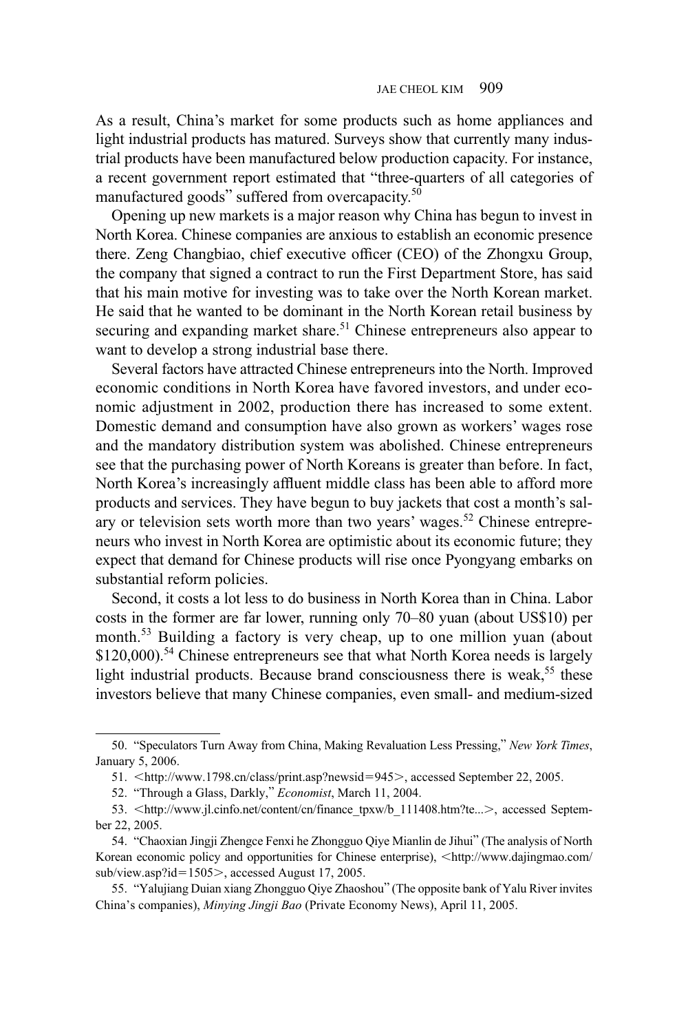As a result, China's market for some products such as home appliances and light industrial products has matured. Surveys show that currently many industrial products have been manufactured below production capacity. For instance, a recent government report estimated that "three-quarters of all categories of manufactured goods" suffered from overcapacity.[50]

Opening up new markets is a major reason why China has begun to invest in North Korea. Chinese companies are anxious to establish an economic presence there. Zeng Changbiao, chief executive officer (CEO) of the Zhongxu Group, the company that signed a contract to run the First Department Store, has said that his main motive for investing was to take over the North Korean market. He said that he wanted to be dominant in the North Korean retail business by securing and expanding market share.[51] Chinese entrepreneurs also appear to want to develop a strong industrial base there.

Several factors have attracted Chinese entrepreneurs into the North. Improved economic conditions in North Korea have favored investors, and under economic adjustment in 2002, production there has increased to some extent. Domestic demand and consumption have also grown as workers' wages rose and the mandatory distribution system was abolished. Chinese entrepreneurs see that the purchasing power of North Koreans is greater than before. In fact, North Korea's increasingly affluent middle class has been able to afford more products and services. They have begun to buy jackets that cost a month's salary or television sets worth more than two years' wages.[52] Chinese entrepreneurs who invest in North Korea are optimistic about its economic future; they expect that demand for Chinese products will rise once Pyongyang embarks on substantial reform policies.

Second, it costs a lot less to do business in North Korea than in China. Labor costs in the former are far lower, running only 70–80 yuan (about US$10) per month.[53] Building a factory is very cheap, up to one million yuan (about $120,000).[54] Chinese entrepreneurs see that what North Korea needs is largely light industrial products. Because brand consciousness there is weak,[55] these investors believe that many Chinese companies, even small- and medium-sized

---

50. "Speculators Turn Away from China, Making Revaluation Less Pressing," *New York Times*, January 5, 2006.

51. <http://www.1798.cn/class/print.asp?newsid=945>, accessed September 22, 2005.

52. "Through a Glass, Darkly," *Economist*, March 11, 2004.

53. <http://www.jl.cinfo.net/content/cn/finance_tpxw/b_111408.htm?te...>, accessed September 22, 2005.

54. "Chaoxian Jingji Zhengce Fenxi he Zhongguo Qiye Mianlin de Jihui" (The analysis of North Korean economic policy and opportunities for Chinese enterprise), <http://www.dajingmao.com/sub/view.asp?id=1505>, accessed August 17, 2005.

55. "Yalujiang Duian xiang Zhongguo Qiye Zhaoshou" (The opposite bank of Yalu River invites China's companies), *Minying Jingji Bao* (Private Economy News), April 11, 2005.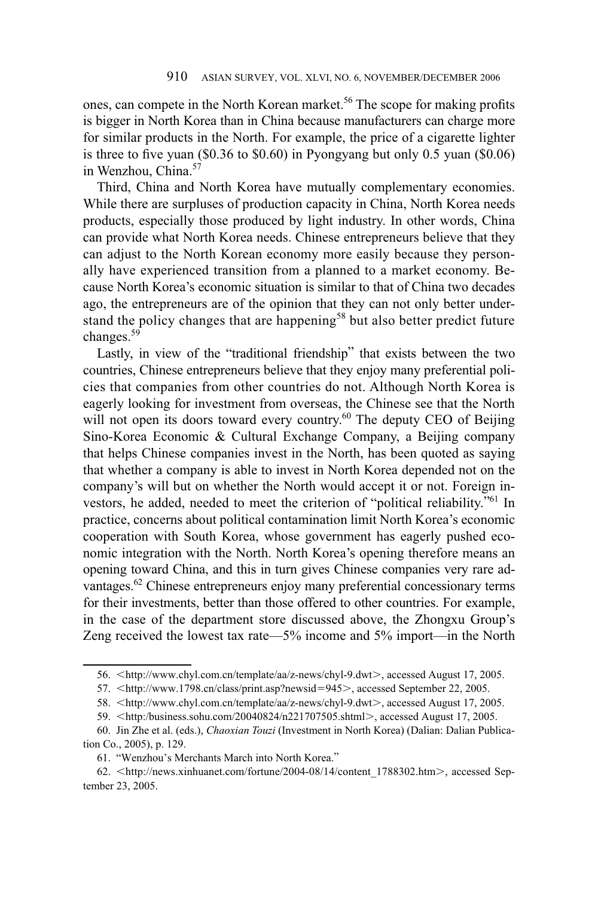ones, can compete in the North Korean market.[56] The scope for making profits is bigger in North Korea than in China because manufacturers can charge more for similar products in the North. For example, the price of a cigarette lighter is three to five yuan ($0.36 to $0.60) in Pyongyang but only 0.5 yuan ($0.06) in Wenzhou, China.[57]

Third, China and North Korea have mutually complementary economies. While there are surpluses of production capacity in China, North Korea needs products, especially those produced by light industry. In other words, China can provide what North Korea needs. Chinese entrepreneurs believe that they can adjust to the North Korean economy more easily because they personally have experienced transition from a planned to a market economy. Because North Korea's economic situation is similar to that of China two decades ago, the entrepreneurs are of the opinion that they can not only better understand the policy changes that are happening[58] but also better predict future changes.[59]

Lastly, in view of the "traditional friendship" that exists between the two countries, Chinese entrepreneurs believe that they enjoy many preferential policies that companies from other countries do not. Although North Korea is eagerly looking for investment from overseas, the Chinese see that the North will not open its doors toward every country.[60] The deputy CEO of Beijing Sino-Korea Economic & Cultural Exchange Company, a Beijing company that helps Chinese companies invest in the North, has been quoted as saying that whether a company is able to invest in North Korea depended not on the company's will but on whether the North would accept it or not. Foreign investors, he added, needed to meet the criterion of "political reliability."[61] In practice, concerns about political contamination limit North Korea's economic cooperation with South Korea, whose government has eagerly pushed economic integration with the North. North Korea's opening therefore means an opening toward China, and this in turn gives Chinese companies very rare advantages.[62] Chinese entrepreneurs enjoy many preferential concessionary terms for their investments, better than those offered to other countries. For example, in the case of the department store discussed above, the Zhongxu Group's Zeng received the lowest tax rate—5% income and 5% import—in the North

---

56. <http://www.chyl.com.cn/template/aa/z-news/chyl-9.dwt>, accessed August 17, 2005.

57. <http://www.1798.cn/class/print.asp?newsid=945>, accessed September 22, 2005.

58. <http://www.chyl.com.cn/template/aa/z-news/chyl-9.dwt>, accessed August 17, 2005.

59. <http:/business.sohu.com/20040824/n221707505.shtml>, accessed August 17, 2005.

60. Jin Zhe et al. (eds.), *Chaoxian Touzi* (Investment in North Korea) (Dalian: Dalian Publication Co., 2005), p. 129.

61. "Wenzhou's Merchants March into North Korea."

62. <http://news.xinhuanet.com/fortune/2004-08/14/content_1788302.htm>, accessed September 23, 2005.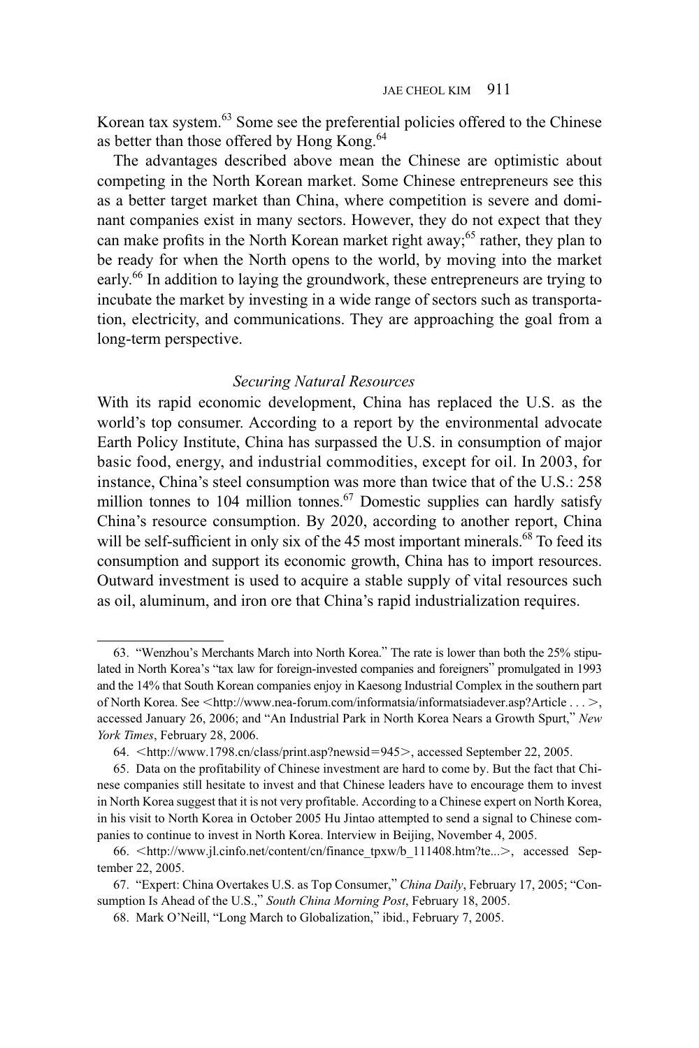Korean tax system.[63] Some see the preferential policies offered to the Chinese as better than those offered by Hong Kong.[64]

The advantages described above mean the Chinese are optimistic about competing in the North Korean market. Some Chinese entrepreneurs see this as a better target market than China, where competition is severe and dominant companies exist in many sectors. However, they do not expect that they can make profits in the North Korean market right away;[65] rather, they plan to be ready for when the North opens to the world, by moving into the market early.[66] In addition to laying the groundwork, these entrepreneurs are trying to incubate the market by investing in a wide range of sectors such as transportation, electricity, and communications. They are approaching the goal from a long-term perspective.

### *Securing Natural Resources*

With its rapid economic development, China has replaced the U.S. as the world's top consumer. According to a report by the environmental advocate Earth Policy Institute, China has surpassed the U.S. in consumption of major basic food, energy, and industrial commodities, except for oil. In 2003, for instance, China's steel consumption was more than twice that of the U.S.: 258 million tonnes to 104 million tonnes.[67] Domestic supplies can hardly satisfy China's resource consumption. By 2020, according to another report, China will be self-sufficient in only six of the 45 most important minerals.[68] To feed its consumption and support its economic growth, China has to import resources. Outward investment is used to acquire a stable supply of vital resources such as oil, aluminum, and iron ore that China's rapid industrialization requires.

---

63. "Wenzhou's Merchants March into North Korea." The rate is lower than both the 25% stipulated in North Korea's "tax law for foreign-invested companies and foreigners" promulgated in 1993 and the 14% that South Korean companies enjoy in Kaesong Industrial Complex in the southern part of North Korea. See <http://www.nea-forum.com/informatsia/informatsiadever.asp?Article . . . >, accessed January 26, 2006; and "An Industrial Park in North Korea Nears a Growth Spurt," *New York Times*, February 28, 2006.

64. <http://www.1798.cn/class/print.asp?newsid=945>, accessed September 22, 2005.

65. Data on the profitability of Chinese investment are hard to come by. But the fact that Chinese companies still hesitate to invest and that Chinese leaders have to encourage them to invest in North Korea suggest that it is not very profitable. According to a Chinese expert on North Korea, in his visit to North Korea in October 2005 Hu Jintao attempted to send a signal to Chinese companies to continue to invest in North Korea. Interview in Beijing, November 4, 2005.

66. <http://www.jl.cinfo.net/content/cn/finance_tpxw/b_111408.htm?te...>, accessed September 22, 2005.

67. "Expert: China Overtakes U.S. as Top Consumer," *China Daily*, February 17, 2005; "Consumption Is Ahead of the U.S.," *South China Morning Post*, February 18, 2005.

68. Mark O'Neill, "Long March to Globalization," ibid., February 7, 2005.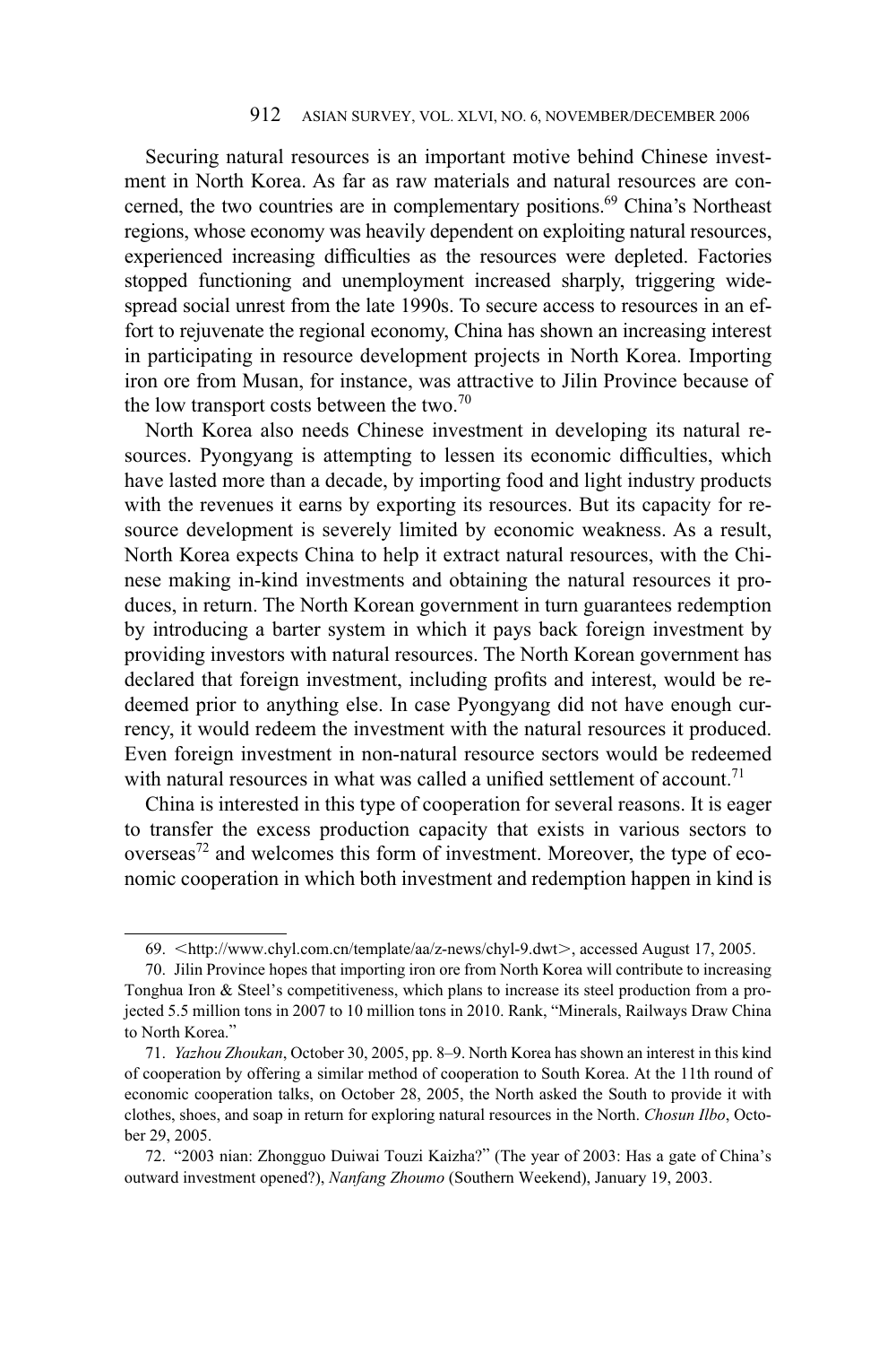Securing natural resources is an important motive behind Chinese investment in North Korea. As far as raw materials and natural resources are concerned, the two countries are in complementary positions.[69] China's Northeast regions, whose economy was heavily dependent on exploiting natural resources, experienced increasing difficulties as the resources were depleted. Factories stopped functioning and unemployment increased sharply, triggering widespread social unrest from the late 1990s. To secure access to resources in an effort to rejuvenate the regional economy, China has shown an increasing interest in participating in resource development projects in North Korea. Importing iron ore from Musan, for instance, was attractive to Jilin Province because of the low transport costs between the two.[70]

North Korea also needs Chinese investment in developing its natural resources. Pyongyang is attempting to lessen its economic difficulties, which have lasted more than a decade, by importing food and light industry products with the revenues it earns by exporting its resources. But its capacity for resource development is severely limited by economic weakness. As a result, North Korea expects China to help it extract natural resources, with the Chinese making in-kind investments and obtaining the natural resources it produces, in return. The North Korean government in turn guarantees redemption by introducing a barter system in which it pays back foreign investment by providing investors with natural resources. The North Korean government has declared that foreign investment, including profits and interest, would be redeemed prior to anything else. In case Pyongyang did not have enough currency, it would redeem the investment with the natural resources it produced. Even foreign investment in non-natural resource sectors would be redeemed with natural resources in what was called a unified settlement of account.[71]

China is interested in this type of cooperation for several reasons. It is eager to transfer the excess production capacity that exists in various sectors to overseas[72] and welcomes this form of investment. Moreover, the type of economic cooperation in which both investment and redemption happen in kind is

---

69. <http://www.chyl.com.cn/template/aa/z-news/chyl-9.dwt>, accessed August 17, 2005.

70. Jilin Province hopes that importing iron ore from North Korea will contribute to increasing Tonghua Iron & Steel's competitiveness, which plans to increase its steel production from a projected 5.5 million tons in 2007 to 10 million tons in 2010. Rank, "Minerals, Railways Draw China to North Korea."

71. *Yazhou Zhoukan*, October 30, 2005, pp. 8–9. North Korea has shown an interest in this kind of cooperation by offering a similar method of cooperation to South Korea. At the 11th round of economic cooperation talks, on October 28, 2005, the North asked the South to provide it with clothes, shoes, and soap in return for exploring natural resources in the North. *Chosun Ilbo*, October 29, 2005.

72. "2003 nian: Zhongguo Duiwai Touzi Kaizha?" (The year of 2003: Has a gate of China's outward investment opened?), *Nanfang Zhoumo* (Southern Weekend), January 19, 2003.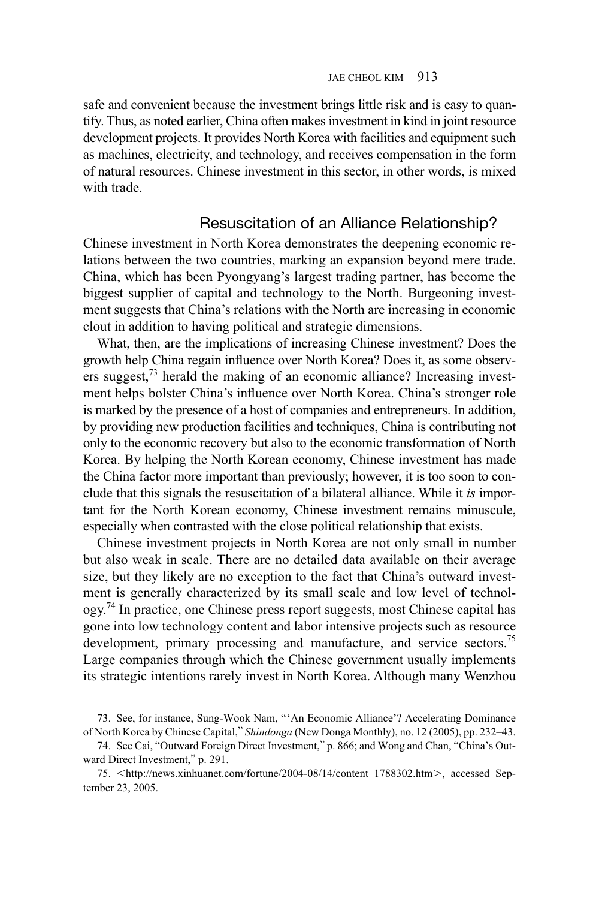safe and convenient because the investment brings little risk and is easy to quantify. Thus, as noted earlier, China often makes investment in kind in joint resource development projects. It provides North Korea with facilities and equipment such as machines, electricity, and technology, and receives compensation in the form of natural resources. Chinese investment in this sector, in other words, is mixed with trade.

## Resuscitation of an Alliance Relationship?

Chinese investment in North Korea demonstrates the deepening economic relations between the two countries, marking an expansion beyond mere trade. China, which has been Pyongyang's largest trading partner, has become the biggest supplier of capital and technology to the North. Burgeoning investment suggests that China's relations with the North are increasing in economic clout in addition to having political and strategic dimensions.

What, then, are the implications of increasing Chinese investment? Does the growth help China regain influence over North Korea? Does it, as some observers suggest,[73] herald the making of an economic alliance? Increasing investment helps bolster China's influence over North Korea. China's stronger role is marked by the presence of a host of companies and entrepreneurs. In addition, by providing new production facilities and techniques, China is contributing not only to the economic recovery but also to the economic transformation of North Korea. By helping the North Korean economy, Chinese investment has made the China factor more important than previously; however, it is too soon to conclude that this signals the resuscitation of a bilateral alliance. While it *is* important for the North Korean economy, Chinese investment remains minuscule, especially when contrasted with the close political relationship that exists.

Chinese investment projects in North Korea are not only small in number but also weak in scale. There are no detailed data available on their average size, but they likely are no exception to the fact that China's outward investment is generally characterized by its small scale and low level of technology.[74] In practice, one Chinese press report suggests, most Chinese capital has gone into low technology content and labor intensive projects such as resource development, primary processing and manufacture, and service sectors.[75] Large companies through which the Chinese government usually implements its strategic intentions rarely invest in North Korea. Although many Wenzhou

---

73. See, for instance, Sung-Wook Nam, "'An Economic Alliance'? Accelerating Dominance of North Korea by Chinese Capital," *Shindonga* (New Donga Monthly), no. 12 (2005), pp. 232–43.

74. See Cai, "Outward Foreign Direct Investment," p. 866; and Wong and Chan, "China's Outward Direct Investment," p. 291.

75. <http://news.xinhuanet.com/fortune/2004-08/14/content_1788302.htm>, accessed September 23, 2005.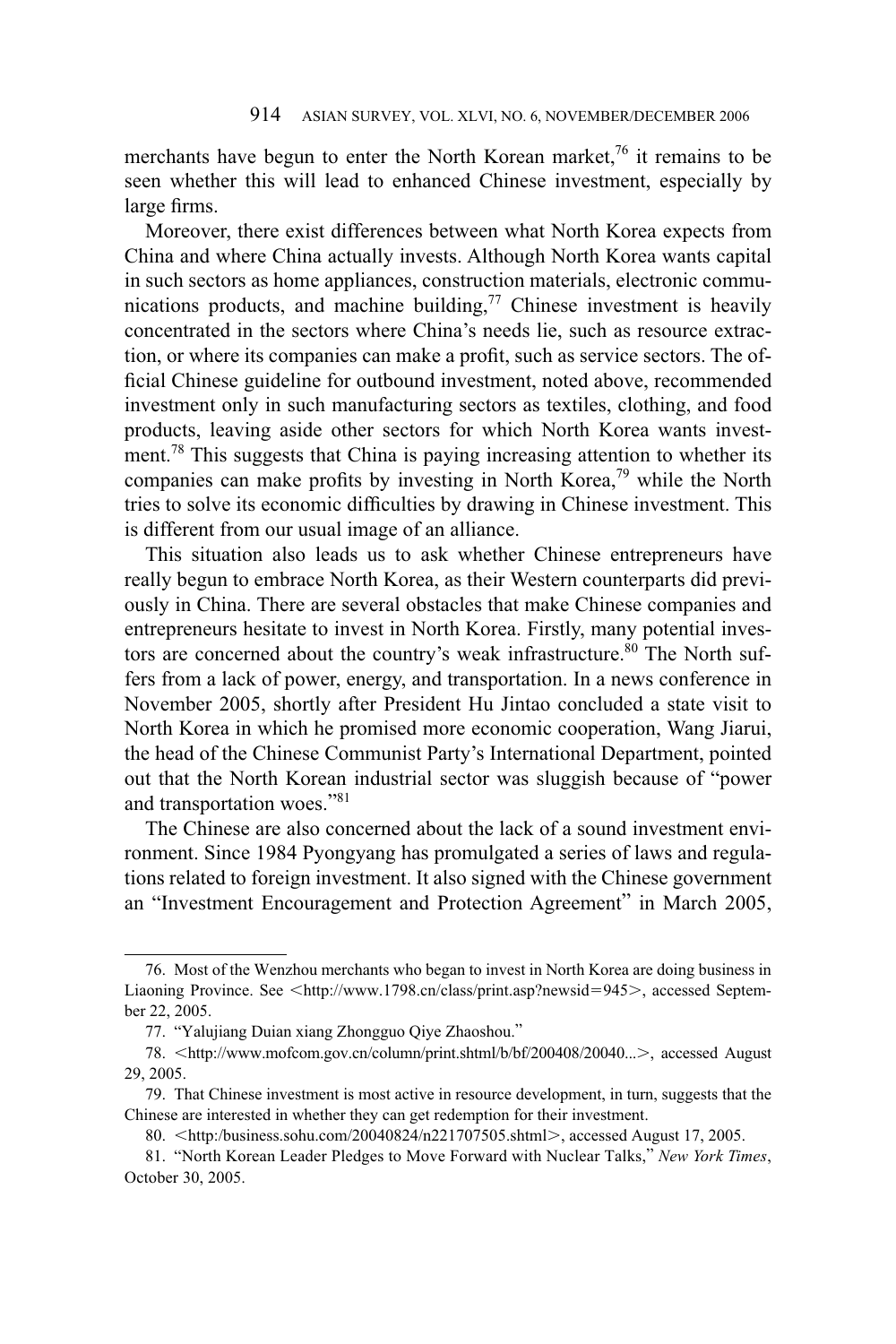merchants have begun to enter the North Korean market,[76] it remains to be seen whether this will lead to enhanced Chinese investment, especially by large firms.

Moreover, there exist differences between what North Korea expects from China and where China actually invests. Although North Korea wants capital in such sectors as home appliances, construction materials, electronic communications products, and machine building,[77] Chinese investment is heavily concentrated in the sectors where China's needs lie, such as resource extraction, or where its companies can make a profit, such as service sectors. The official Chinese guideline for outbound investment, noted above, recommended investment only in such manufacturing sectors as textiles, clothing, and food products, leaving aside other sectors for which North Korea wants investment.[78] This suggests that China is paying increasing attention to whether its companies can make profits by investing in North Korea,[79] while the North tries to solve its economic difficulties by drawing in Chinese investment. This is different from our usual image of an alliance.

This situation also leads us to ask whether Chinese entrepreneurs have really begun to embrace North Korea, as their Western counterparts did previously in China. There are several obstacles that make Chinese companies and entrepreneurs hesitate to invest in North Korea. Firstly, many potential investors are concerned about the country's weak infrastructure.[80] The North suffers from a lack of power, energy, and transportation. In a news conference in November 2005, shortly after President Hu Jintao concluded a state visit to North Korea in which he promised more economic cooperation, Wang Jiarui, the head of the Chinese Communist Party's International Department, pointed out that the North Korean industrial sector was sluggish because of "power and transportation woes."[81]

The Chinese are also concerned about the lack of a sound investment environment. Since 1984 Pyongyang has promulgated a series of laws and regulations related to foreign investment. It also signed with the Chinese government an "Investment Encouragement and Protection Agreement" in March 2005,

---

76. Most of the Wenzhou merchants who began to invest in North Korea are doing business in Liaoning Province. See <http://www.1798.cn/class/print.asp?newsid=945>, accessed September 22, 2005.

77. "Yalujiang Duian xiang Zhongguo Qiye Zhaoshou."

78. <http://www.mofcom.gov.cn/column/print.shtml/b/bf/200408/20040...>, accessed August 29, 2005.

79. That Chinese investment is most active in resource development, in turn, suggests that the Chinese are interested in whether they can get redemption for their investment.

80. <http:/business.sohu.com/20040824/n221707505.shtml>, accessed August 17, 2005.

81. "North Korean Leader Pledges to Move Forward with Nuclear Talks," *New York Times*, October 30, 2005.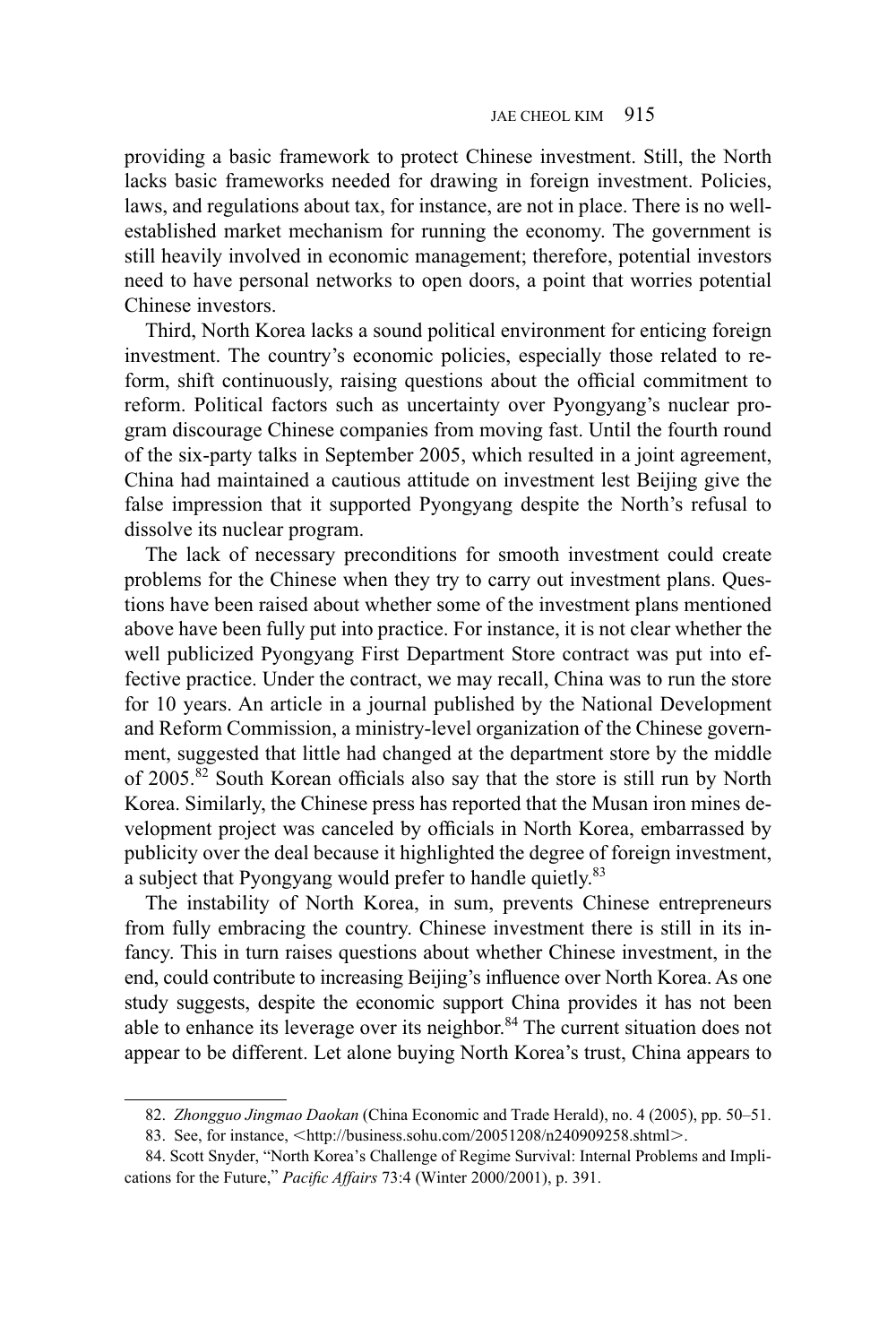providing a basic framework to protect Chinese investment. Still, the North lacks basic frameworks needed for drawing in foreign investment. Policies, laws, and regulations about tax, for instance, are not in place. There is no well-established market mechanism for running the economy. The government is still heavily involved in economic management; therefore, potential investors need to have personal networks to open doors, a point that worries potential Chinese investors.

Third, North Korea lacks a sound political environment for enticing foreign investment. The country's economic policies, especially those related to reform, shift continuously, raising questions about the official commitment to reform. Political factors such as uncertainty over Pyongyang's nuclear program discourage Chinese companies from moving fast. Until the fourth round of the six-party talks in September 2005, which resulted in a joint agreement, China had maintained a cautious attitude on investment lest Beijing give the false impression that it supported Pyongyang despite the North's refusal to dissolve its nuclear program.

The lack of necessary preconditions for smooth investment could create problems for the Chinese when they try to carry out investment plans. Questions have been raised about whether some of the investment plans mentioned above have been fully put into practice. For instance, it is not clear whether the well publicized Pyongyang First Department Store contract was put into effective practice. Under the contract, we may recall, China was to run the store for 10 years. An article in a journal published by the National Development and Reform Commission, a ministry-level organization of the Chinese government, suggested that little had changed at the department store by the middle of 2005.[82] South Korean officials also say that the store is still run by North Korea. Similarly, the Chinese press has reported that the Musan iron mines development project was canceled by officials in North Korea, embarrassed by publicity over the deal because it highlighted the degree of foreign investment, a subject that Pyongyang would prefer to handle quietly.[83]

The instability of North Korea, in sum, prevents Chinese entrepreneurs from fully embracing the country. Chinese investment there is still in its infancy. This in turn raises questions about whether Chinese investment, in the end, could contribute to increasing Beijing's influence over North Korea. As one study suggests, despite the economic support China provides it has not been able to enhance its leverage over its neighbor.[84] The current situation does not appear to be different. Let alone buying North Korea's trust, China appears to

---

82. *Zhongguo Jingmao Daokan* (China Economic and Trade Herald), no. 4 (2005), pp. 50–51.

83. See, for instance, <http://business.sohu.com/20051208/n240909258.shtml>.

84. Scott Snyder, "North Korea's Challenge of Regime Survival: Internal Problems and Implications for the Future," *Pacific Affairs* 73:4 (Winter 2000/2001), p. 391.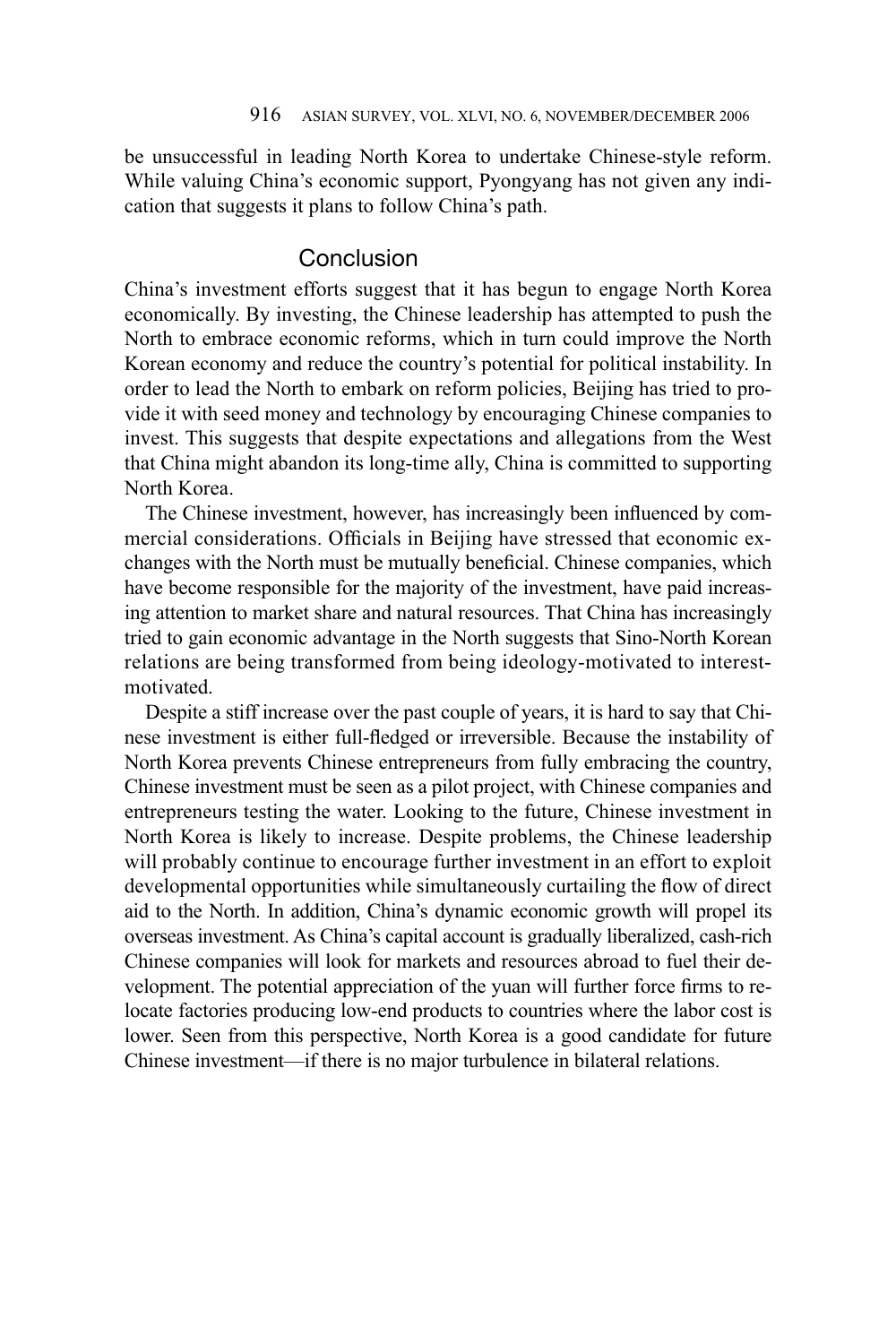be unsuccessful in leading North Korea to undertake Chinese-style reform. While valuing China's economic support, Pyongyang has not given any indication that suggests it plans to follow China's path.

## Conclusion

China's investment efforts suggest that it has begun to engage North Korea economically. By investing, the Chinese leadership has attempted to push the North to embrace economic reforms, which in turn could improve the North Korean economy and reduce the country's potential for political instability. In order to lead the North to embark on reform policies, Beijing has tried to provide it with seed money and technology by encouraging Chinese companies to invest. This suggests that despite expectations and allegations from the West that China might abandon its long-time ally, China is committed to supporting North Korea.

The Chinese investment, however, has increasingly been influenced by commercial considerations. Officials in Beijing have stressed that economic exchanges with the North must be mutually beneficial. Chinese companies, which have become responsible for the majority of the investment, have paid increasing attention to market share and natural resources. That China has increasingly tried to gain economic advantage in the North suggests that Sino-North Korean relations are being transformed from being ideology-motivated to interest-motivated.

Despite a stiff increase over the past couple of years, it is hard to say that Chinese investment is either full-fledged or irreversible. Because the instability of North Korea prevents Chinese entrepreneurs from fully embracing the country, Chinese investment must be seen as a pilot project, with Chinese companies and entrepreneurs testing the water. Looking to the future, Chinese investment in North Korea is likely to increase. Despite problems, the Chinese leadership will probably continue to encourage further investment in an effort to exploit developmental opportunities while simultaneously curtailing the flow of direct aid to the North. In addition, China's dynamic economic growth will propel its overseas investment. As China's capital account is gradually liberalized, cash-rich Chinese companies will look for markets and resources abroad to fuel their development. The potential appreciation of the yuan will further force firms to relocate factories producing low-end products to countries where the labor cost is lower. Seen from this perspective, North Korea is a good candidate for future Chinese investment—if there is no major turbulence in bilateral relations.